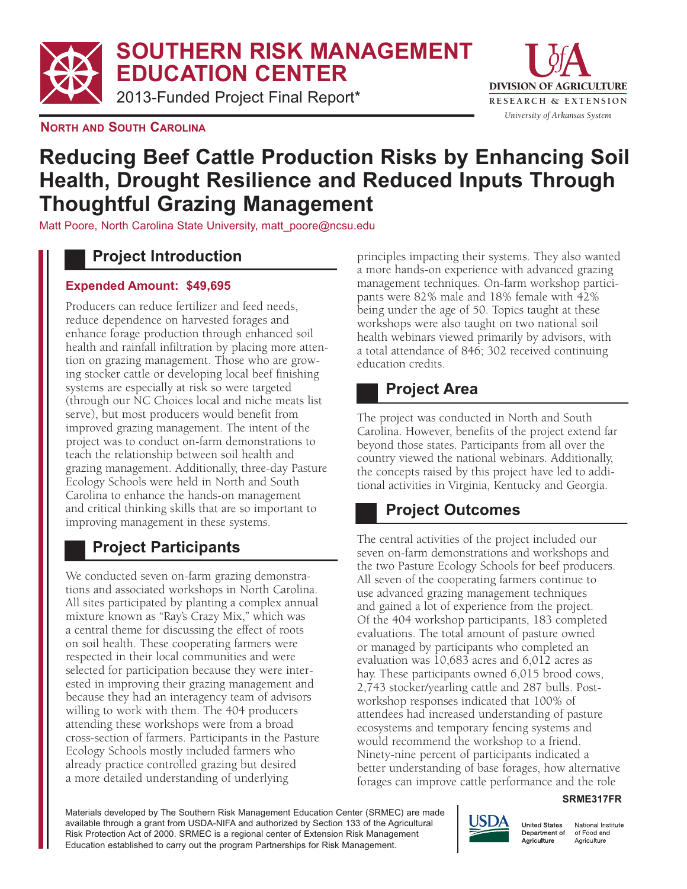# SOUTHERN RISK MANAGEMENT EDUCATION CENTER

2013-Funded Project Final Report*

DIVISION OF AGRICULTURE
RESEARCH & EXTENSION
*University of Arkansas System*

**NORTH AND SOUTH CAROLINA**

# Reducing Beef Cattle Production Risks by Enhancing Soil Health, Drought Resilience and Reduced Inputs Through Thoughtful Grazing Management

Matt Poore, North Carolina State University, matt_poore@ncsu.edu

## Project Introduction

**Expended Amount: $49,695**

Producers can reduce fertilizer and feed needs, reduce dependence on harvested forages and enhance forage production through enhanced soil health and rainfall infiltration by placing more attention on grazing management. Those who are growing stocker cattle or developing local beef finishing systems are especially at risk so were targeted (through our NC Choices local and niche meats list serve), but most producers would benefit from improved grazing management. The intent of the project was to conduct on-farm demonstrations to teach the relationship between soil health and grazing management. Additionally, three-day Pasture Ecology Schools were held in North and South Carolina to enhance the hands-on management and critical thinking skills that are so important to improving management in these systems.

## Project Participants

We conducted seven on-farm grazing demonstrations and associated workshops in North Carolina. All sites participated by planting a complex annual mixture known as "Ray's Crazy Mix," which was a central theme for discussing the effect of roots on soil health. These cooperating farmers were respected in their local communities and were selected for participation because they were interested in improving their grazing management and because they had an interagency team of advisors willing to work with them. The 404 producers attending these workshops were from a broad cross-section of farmers. Participants in the Pasture Ecology Schools mostly included farmers who already practice controlled grazing but desired a more detailed understanding of underlying principles impacting their systems. They also wanted a more hands-on experience with advanced grazing management techniques. On-farm workshop participants were 82% male and 18% female with 42% being under the age of 50. Topics taught at these workshops were also taught on two national soil health webinars viewed primarily by advisors, with a total attendance of 846; 302 received continuing education credits.

## Project Area

The project was conducted in North and South Carolina. However, benefits of the project extend far beyond those states. Participants from all over the country viewed the national webinars. Additionally, the concepts raised by this project have led to additional activities in Virginia, Kentucky and Georgia.

## Project Outcomes

The central activities of the project included our seven on-farm demonstrations and workshops and the two Pasture Ecology Schools for beef producers. All seven of the cooperating farmers continue to use advanced grazing management techniques and gained a lot of experience from the project. Of the 404 workshop participants, 183 completed evaluations. The total amount of pasture owned or managed by participants who completed an evaluation was 10,683 acres and 6,012 acres as hay. These participants owned 6,015 brood cows, 2,743 stocker/yearling cattle and 287 bulls. Post-workshop responses indicated that 100% of attendees had increased understanding of pasture ecosystems and temporary fencing systems and would recommend the workshop to a friend. Ninety-nine percent of participants indicated a better understanding of base forages, how alternative forages can improve cattle performance and the role

SRME317FR

Materials developed by The Southern Risk Management Education Center (SRMEC) are made available through a grant from USDA-NIFA and authorized by Section 133 of the Agricultural Risk Protection Act of 2000. SRMEC is a regional center of Extension Risk Management Education established to carry out the program Partnerships for Risk Management.

USDA United States Department of Agriculture — National Institute of Food and Agriculture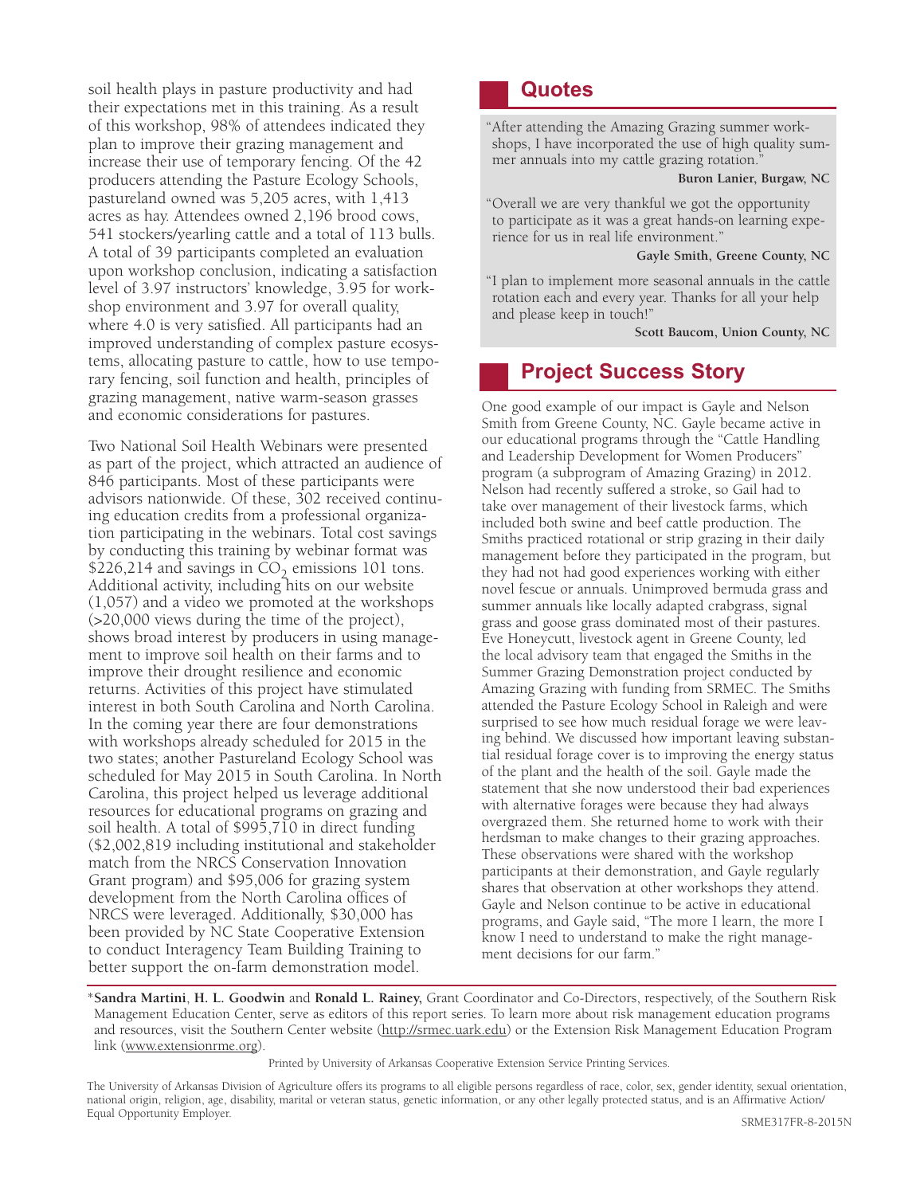soil health plays in pasture productivity and had their expectations met in this training. As a result of this workshop, 98% of attendees indicated they plan to improve their grazing management and increase their use of temporary fencing. Of the 42 producers attending the Pasture Ecology Schools, pastureland owned was 5,205 acres, with 1,413 acres as hay. Attendees owned 2,196 brood cows, 541 stockers/yearling cattle and a total of 113 bulls. A total of 39 participants completed an evaluation upon workshop conclusion, indicating a satisfaction level of 3.97 instructors' knowledge, 3.95 for workshop environment and 3.97 for overall quality, where 4.0 is very satisfied. All participants had an improved understanding of complex pasture ecosystems, allocating pasture to cattle, how to use temporary fencing, soil function and health, principles of grazing management, native warm-season grasses and economic considerations for pastures.

Two National Soil Health Webinars were presented as part of the project, which attracted an audience of 846 participants. Most of these participants were advisors nationwide. Of these, 302 received continuing education credits from a professional organization participating in the webinars. Total cost savings by conducting this training by webinar format was $226,214 and savings in $CO_2$ emissions 101 tons. Additional activity, including hits on our website (1,057) and a video we promoted at the workshops (>20,000 views during the time of the project), shows broad interest by producers in using management to improve soil health on their farms and to improve their drought resilience and economic returns. Activities of this project have stimulated interest in both South Carolina and North Carolina. In the coming year there are four demonstrations with workshops already scheduled for 2015 in the two states; another Pastureland Ecology School was scheduled for May 2015 in South Carolina. In North Carolina, this project helped us leverage additional resources for educational programs on grazing and soil health. A total of $995,710 in direct funding ($2,002,819 including institutional and stakeholder match from the NRCS Conservation Innovation Grant program) and $95,006 for grazing system development from the North Carolina offices of NRCS were leveraged. Additionally, $30,000 has been provided by NC State Cooperative Extension to conduct Interagency Team Building Training to better support the on-farm demonstration model.

## Quotes

"After attending the Amazing Grazing summer workshops, I have incorporated the use of high quality summer annuals into my cattle grazing rotation."

**Buron Lanier, Burgaw, NC**

"Overall we are very thankful we got the opportunity to participate as it was a great hands-on learning experience for us in real life environment."

**Gayle Smith, Greene County, NC**

"I plan to implement more seasonal annuals in the cattle rotation each and every year. Thanks for all your help and please keep in touch!"

**Scott Baucom, Union County, NC**

## Project Success Story

One good example of our impact is Gayle and Nelson Smith from Greene County, NC. Gayle became active in our educational programs through the "Cattle Handling and Leadership Development for Women Producers" program (a subprogram of Amazing Grazing) in 2012. Nelson had recently suffered a stroke, so Gail had to take over management of their livestock farms, which included both swine and beef cattle production. The Smiths practiced rotational or strip grazing in their daily management before they participated in the program, but they had not had good experiences working with either novel fescue or annuals. Unimproved bermuda grass and summer annuals like locally adapted crabgrass, signal grass and goose grass dominated most of their pastures. Eve Honeycutt, livestock agent in Greene County, led the local advisory team that engaged the Smiths in the Summer Grazing Demonstration project conducted by Amazing Grazing with funding from SRMEC. The Smiths attended the Pasture Ecology School in Raleigh and were surprised to see how much residual forage we were leaving behind. We discussed how important leaving substantial residual forage cover is to improving the energy status of the plant and the health of the soil. Gayle made the statement that she now understood their bad experiences with alternative forages were because they had always overgrazed them. She returned home to work with their herdsman to make changes to their grazing approaches. These observations were shared with the workshop participants at their demonstration, and Gayle regularly shares that observation at other workshops they attend. Gayle and Nelson continue to be active in educational programs, and Gayle said, "The more I learn, the more I know I need to understand to make the right management decisions for our farm."

*__Sandra Martini__, __H. L. Goodwin__ and __Ronald L. Rainey__, Grant Coordinator and Co-Directors, respectively, of the Southern Risk Management Education Center, serve as editors of this report series. To learn more about risk management education programs and resources, visit the Southern Center website (http://srmec.uark.edu) or the Extension Risk Management Education Program link (www.extensionrme.org).

Printed by University of Arkansas Cooperative Extension Service Printing Services.

The University of Arkansas Division of Agriculture offers its programs to all eligible persons regardless of race, color, sex, gender identity, sexual orientation, national origin, religion, age, disability, marital or veteran status, genetic information, or any other legally protected status, and is an Affirmative Action/Equal Opportunity Employer.

SRME317FR-8-2015N